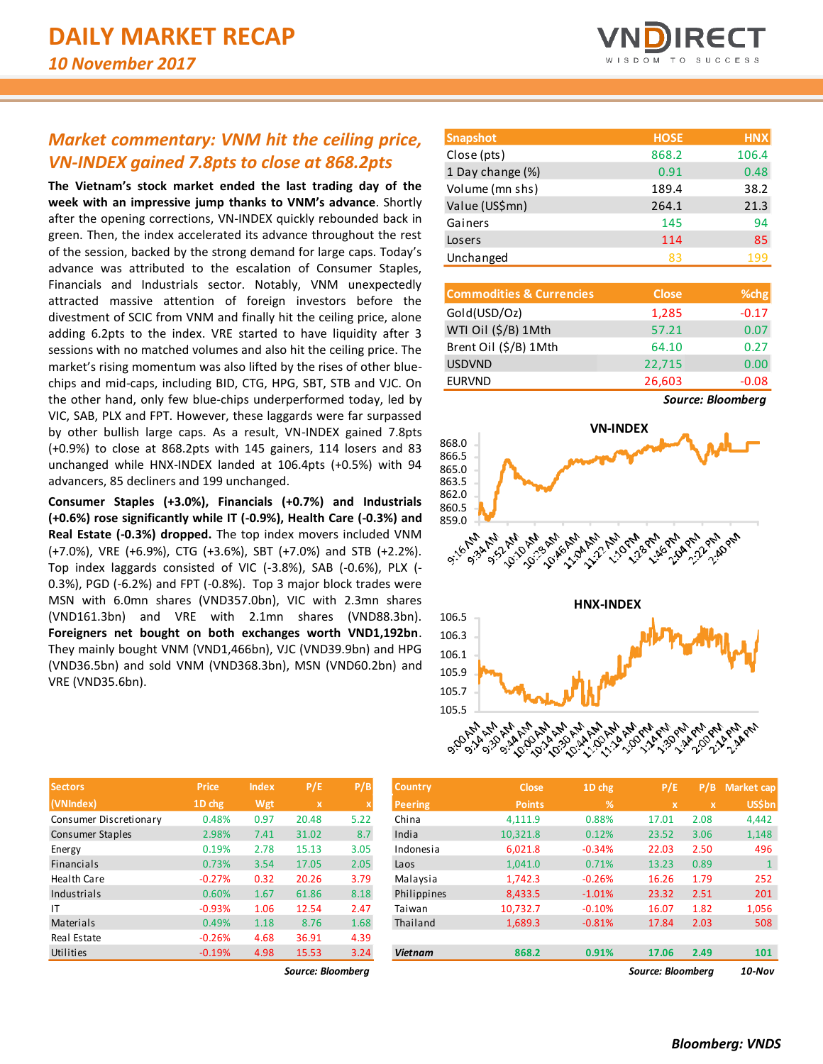# DAILY MARKET RECAP

*10 November 2017*

## *Market commentary: VNM hit the ceiling price, VN-INDEX gained 7.8pts to close at 868.2pts*

**The Vietnam's stock market ended the last trading day of the week with an impressive jump thanks to VNM's advance**. Shortly after the opening corrections, VN-INDEX quickly rebounded back in green. Then, the index accelerated its advance throughout the rest of the session, backed by the strong demand for large caps. Today's advance was attributed to the escalation of Consumer Staples, Financials and Industrials sector. Notably, VNM unexpectedly attracted massive attention of foreign investors before the divestment of SCIC from VNM and finally hit the ceiling price, alone adding 6.2pts to the index. VRE started to have liquidity after 3 sessions with no matched volumes and also hit the ceiling price. The market's rising momentum was also lifted by the rises of other blue-chips and mid-caps, including BID, CTG, HPG, SBT, STB and VJC. On the other hand, only few blue-chips underperformed today, led by VIC, SAB, PLX and FPT. However, these laggards were far surpassed by other bullish large caps. As a result, VN-INDEX gained 7.8pts (+0.9%) to close at 868.2pts with 145 gainers, 114 losers and 83 unchanged while HNX-INDEX landed at 106.4pts (+0.5%) with 94 advancers, 85 decliners and 199 unchanged.

**Consumer Staples (+3.0%), Financials (+0.7%) and Industrials (+0.6%) rose significantly while IT (-0.9%), Health Care (-0.3%) and Real Estate (-0.3%) dropped.** The top index movers included VNM (+7.0%), VRE (+6.9%), CTG (+3.6%), SBT (+7.0%) and STB (+2.2%). Top index laggards consisted of VIC (-3.8%), SAB (-0.6%), PLX (-0.3%), PGD (-6.2%) and FPT (-0.8%). Top 3 major block trades were MSN with 6.0mn shares (VND357.0bn), VIC with 2.3mn shares (VND161.3bn) and VRE with 2.1mn shares (VND88.3bn). **Foreigners net bought on both exchanges worth VND1,192bn**. They mainly bought VNM (VND1,466bn), VJC (VND39.9bn) and HPG (VND36.5bn) and sold VNM (VND368.3bn), MSN (VND60.2bn) and VRE (VND35.6bn).

| Snapshot | HOSE | HNX |
|---|---|---|
| Close (pts) | 868.2 | 106.4 |
| 1 Day change (%) | 0.91 | 0.48 |
| Volume (mn shs) | 189.4 | 38.2 |
| Value (US$mn) | 264.1 | 21.3 |
| Gainers | 145 | 94 |
| Losers | 114 | 85 |
| Unchanged | 83 | 199 |

| Commodities & Currencies | Close | %chg |
|---|---|---|
| Gold(USD/Oz) | 1,285 | -0.17 |
| WTI Oil ($/B) 1Mth | 57.21 | 0.07 |
| Brent Oil ($/B) 1Mth | 64.10 | 0.27 |
| USDVND | 22,715 | 0.00 |
| EURVND | 26,603 | -0.08 |

*Source: Bloomberg*

| Sectors (VNIndex) | Price 1D chg | Index Wgt | P/E x | P/B x |
|---|---|---|---|---|
| Consumer Discretionary | 0.48% | 0.97 | 20.48 | 5.22 |
| Consumer Staples | 2.98% | 7.41 | 31.02 | 8.7 |
| Energy | 0.19% | 2.78 | 15.13 | 3.05 |
| Financials | 0.73% | 3.54 | 17.05 | 2.05 |
| Health Care | -0.27% | 0.32 | 20.26 | 3.79 |
| Industrials | 0.60% | 1.67 | 61.86 | 8.18 |
| IT | -0.93% | 1.06 | 12.54 | 2.47 |
| Materials | 0.49% | 1.18 | 8.76 | 1.68 |
| Real Estate | -0.26% | 4.68 | 36.91 | 4.39 |
| Utilities | -0.19% | 4.98 | 15.53 | 3.24 |

*Source: Bloomberg*

| Country Peering | Close Points | 1D chg % | P/E x | P/B x | Market cap US$bn |
|---|---|---|---|---|---|
| China | 4,111.9 | 0.88% | 17.01 | 2.08 | 4,442 |
| India | 10,321.8 | 0.12% | 23.52 | 3.06 | 1,148 |
| Indonesia | 6,021.8 | -0.34% | 22.03 | 2.50 | 496 |
| Laos | 1,041.0 | 0.71% | 13.23 | 0.89 | 1 |
| Malaysia | 1,742.3 | -0.26% | 16.26 | 1.79 | 252 |
| Philippines | 8,433.5 | -1.01% | 23.32 | 2.51 | 201 |
| Taiwan | 10,732.7 | -0.10% | 16.07 | 1.82 | 1,056 |
| Thailand | 1,689.3 | -0.81% | 17.84 | 2.03 | 508 |
| ***Vietnam*** | **868.2** | **0.91%** | **17.06** | **2.49** | **101** |

*Source: Bloomberg* *10-Nov*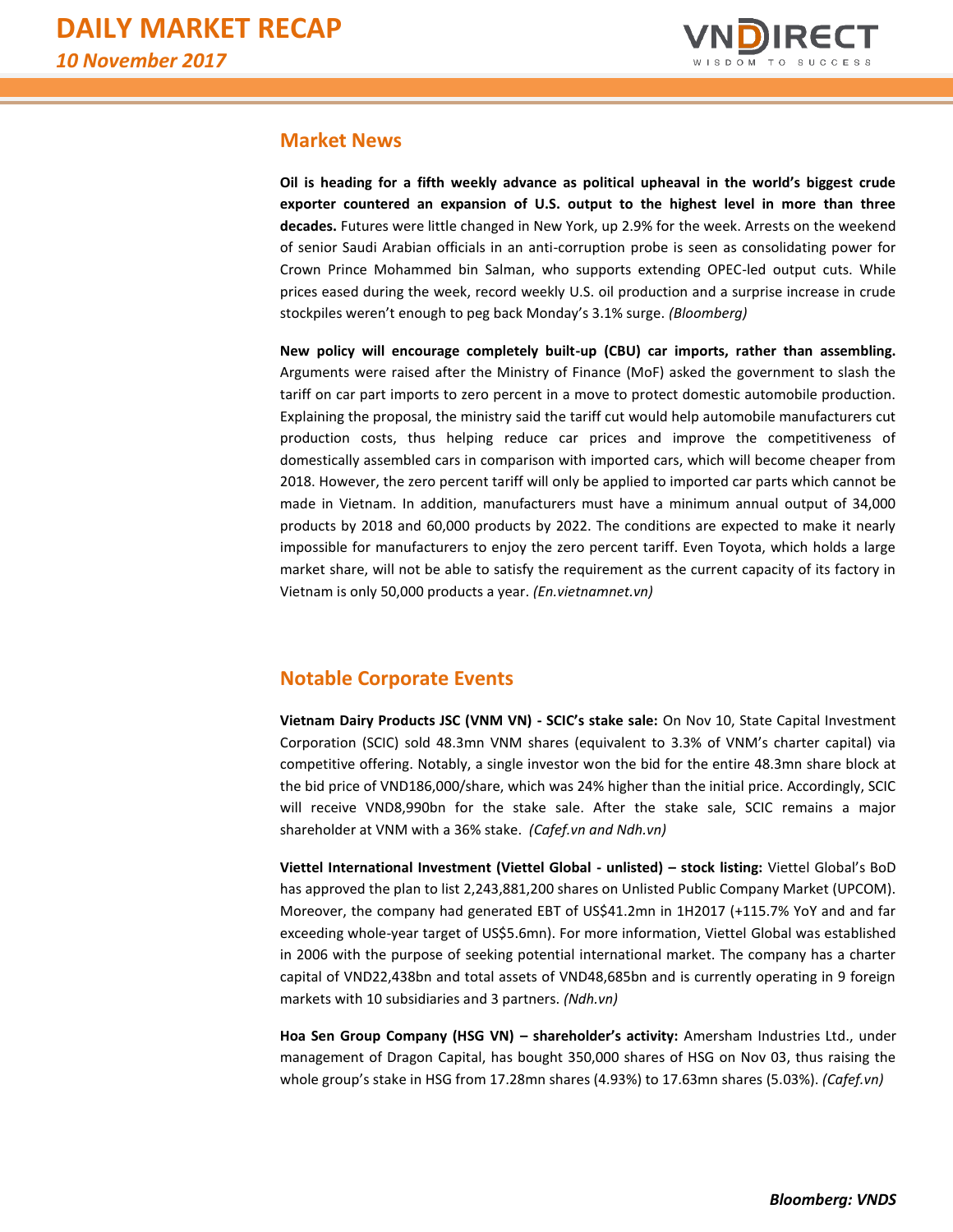## Market News

**Oil is heading for a fifth weekly advance as political upheaval in the world's biggest crude exporter countered an expansion of U.S. output to the highest level in more than three decades.** Futures were little changed in New York, up 2.9% for the week. Arrests on the weekend of senior Saudi Arabian officials in an anti-corruption probe is seen as consolidating power for Crown Prince Mohammed bin Salman, who supports extending OPEC-led output cuts. While prices eased during the week, record weekly U.S. oil production and a surprise increase in crude stockpiles weren't enough to peg back Monday's 3.1% surge. *(Bloomberg)*

**New policy will encourage completely built-up (CBU) car imports, rather than assembling.** Arguments were raised after the Ministry of Finance (MoF) asked the government to slash the tariff on car part imports to zero percent in a move to protect domestic automobile production. Explaining the proposal, the ministry said the tariff cut would help automobile manufacturers cut production costs, thus helping reduce car prices and improve the competitiveness of domestically assembled cars in comparison with imported cars, which will become cheaper from 2018. However, the zero percent tariff will only be applied to imported car parts which cannot be made in Vietnam. In addition, manufacturers must have a minimum annual output of 34,000 products by 2018 and 60,000 products by 2022. The conditions are expected to make it nearly impossible for manufacturers to enjoy the zero percent tariff. Even Toyota, which holds a large market share, will not be able to satisfy the requirement as the current capacity of its factory in Vietnam is only 50,000 products a year. *(En.vietnamnet.vn)*

## Notable Corporate Events

**Vietnam Dairy Products JSC (VNM VN) - SCIC's stake sale:** On Nov 10, State Capital Investment Corporation (SCIC) sold 48.3mn VNM shares (equivalent to 3.3% of VNM's charter capital) via competitive offering. Notably, a single investor won the bid for the entire 48.3mn share block at the bid price of VND186,000/share, which was 24% higher than the initial price. Accordingly, SCIC will receive VND8,990bn for the stake sale. After the stake sale, SCIC remains a major shareholder at VNM with a 36% stake. *(Cafef.vn and Ndh.vn)*

**Viettel International Investment (Viettel Global - unlisted) – stock listing:** Viettel Global's BoD has approved the plan to list 2,243,881,200 shares on Unlisted Public Company Market (UPCOM). Moreover, the company had generated EBT of US$41.2mn in 1H2017 (+115.7% YoY and and far exceeding whole-year target of US$5.6mn). For more information, Viettel Global was established in 2006 with the purpose of seeking potential international market. The company has a charter capital of VND22,438bn and total assets of VND48,685bn and is currently operating in 9 foreign markets with 10 subsidiaries and 3 partners. *(Ndh.vn)*

**Hoa Sen Group Company (HSG VN) – shareholder's activity:** Amersham Industries Ltd., under management of Dragon Capital, has bought 350,000 shares of HSG on Nov 03, thus raising the whole group's stake in HSG from 17.28mn shares (4.93%) to 17.63mn shares (5.03%). *(Cafef.vn)*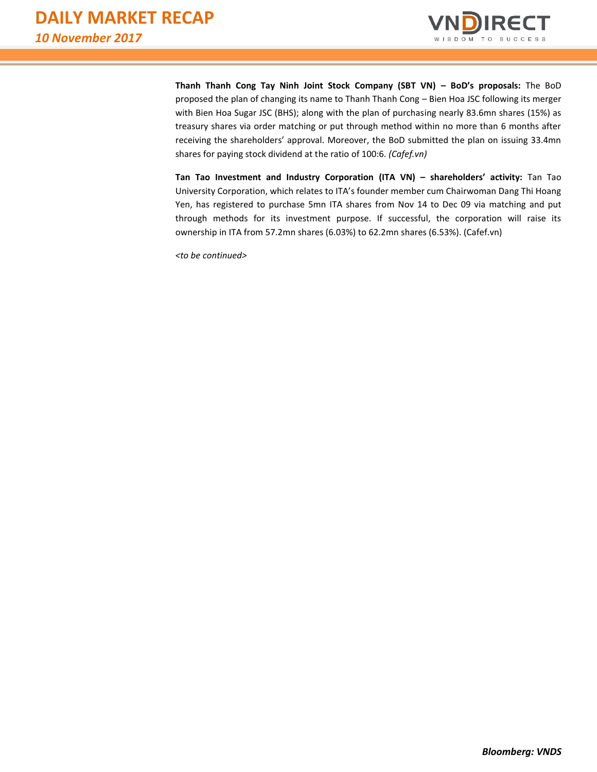**Thanh Thanh Cong Tay Ninh Joint Stock Company (SBT VN) – BoD's proposals:** The BoD proposed the plan of changing its name to Thanh Thanh Cong – Bien Hoa JSC following its merger with Bien Hoa Sugar JSC (BHS); along with the plan of purchasing nearly 83.6mn shares (15%) as treasury shares via order matching or put through method within no more than 6 months after receiving the shareholders' approval. Moreover, the BoD submitted the plan on issuing 33.4mn shares for paying stock dividend at the ratio of 100:6. *(Cafef.vn)*

**Tan Tao Investment and Industry Corporation (ITA VN) – shareholders' activity:** Tan Tao University Corporation, which relates to ITA's founder member cum Chairwoman Dang Thi Hoang Yen, has registered to purchase 5mn ITA shares from Nov 14 to Dec 09 via matching and put through methods for its investment purpose. If successful, the corporation will raise its ownership in ITA from 57.2mn shares (6.03%) to 62.2mn shares (6.53%). (Cafef.vn)

*<to be continued>*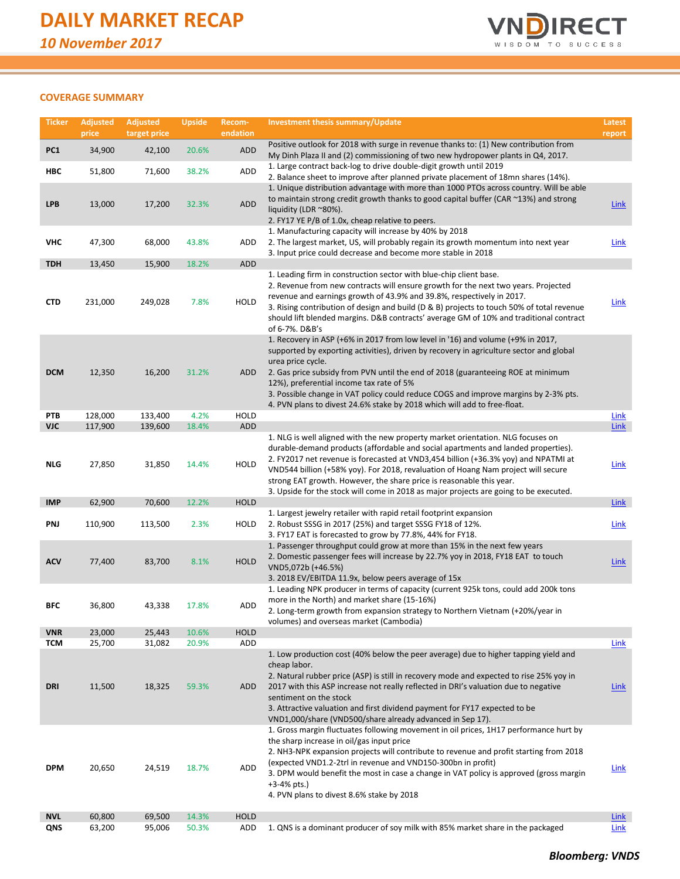# DAILY MARKET RECAP

*10 November 2017*

## COVERAGE SUMMARY

| Ticker | Adjusted price | Adjusted target price | Upside | Recom-endation | Investment thesis summary/Update | Latest report |
|---|---|---|---|---|---|---|
| PC1 | 34,900 | 42,100 | 20.6% | ADD | Positive outlook for 2018 with surge in revenue thanks to: (1) New contribution from My Dinh Plaza II and (2) commissioning of two new hydropower plants in Q4, 2017. | |
| HBC | 51,800 | 71,600 | 38.2% | ADD | 1. Large contract back-log to drive double-digit growth until 2019<br>2. Balance sheet to improve after planned private placement of 18mn shares (14%). | |
| LPB | 13,000 | 17,200 | 32.3% | ADD | 1. Unique distribution advantage with more than 1000 PTOs across country. Will be able to maintain strong credit growth thanks to good capital buffer (CAR ~13%) and strong liquidity (LDR ~80%).<br>2. FY17 YE P/B of 1.0x, cheap relative to peers. | Link |
| VHC | 47,300 | 68,000 | 43.8% | ADD | 1. Manufacturing capacity will increase by 40% by 2018<br>2. The largest market, US, will probably regain its growth momentum into next year<br>3. Input price could decrease and become more stable in 2018 | Link |
| TDH | 13,450 | 15,900 | 18.2% | ADD | | |
| CTD | 231,000 | 249,028 | 7.8% | HOLD | 1. Leading firm in construction sector with blue-chip client base.<br>2. Revenue from new contracts will ensure growth for the next two years. Projected revenue and earnings growth of 43.9% and 39.8%, respectively in 2017.<br>3. Rising contribution of design and build (D & B) projects to touch 50% of total revenue should lift blended margins. D&B contracts' average GM of 10% and traditional contract of 6-7%. D&B's | Link |
| DCM | 12,350 | 16,200 | 31.2% | ADD | 1. Recovery in ASP (+6% in 2017 from low level in '16) and volume (+9% in 2017, supported by exporting activities), driven by recovery in agriculture sector and global urea price cycle.<br>2. Gas price subsidy from PVN until the end of 2018 (guaranteeing ROE at minimum 12%), preferential income tax rate of 5%<br>3. Possible change in VAT policy could reduce COGS and improve margins by 2-3% pts.<br>4. PVN plans to divest 24.6% stake by 2018 which will add to free-float. | |
| PTB | 128,000 | 133,400 | 4.2% | HOLD | | Link |
| VJC | 117,900 | 139,600 | 18.4% | ADD | | Link |
| NLG | 27,850 | 31,850 | 14.4% | HOLD | 1. NLG is well aligned with the new property market orientation. NLG focuses on durable-demand products (affordable and social apartments and landed properties).<br>2. FY2017 net revenue is forecasted at VND3,454 billion (+36.3% yoy) and NPATMI at VND544 billion (+58% yoy). For 2018, revaluation of Hoang Nam project will secure strong EAT growth. However, the share price is reasonable this year.<br>3. Upside for the stock will come in 2018 as major projects are going to be executed. | Link |
| IMP | 62,900 | 70,600 | 12.2% | HOLD | | Link |
| PNJ | 110,900 | 113,500 | 2.3% | HOLD | 1. Largest jewelry retailer with rapid retail footprint expansion<br>2. Robust SSSG in 2017 (25%) and target SSSG FY18 of 12%.<br>3. FY17 EAT is forecasted to grow by 77.8%, 44% for FY18. | Link |
| ACV | 77,400 | 83,700 | 8.1% | HOLD | 1. Passenger throughput could grow at more than 15% in the next few years<br>2. Domestic passenger fees will increase by 22.7% yoy in 2018, FY18 EAT to touch VND5,072b (+46.5%)<br>3. 2018 EV/EBITDA 11.9x, below peers average of 15x | Link |
| BFC | 36,800 | 43,338 | 17.8% | ADD | 1. Leading NPK producer in terms of capacity (current 925k tons, could add 200k tons more in the North) and market share (15-16%)<br>2. Long-term growth from expansion strategy to Northern Vietnam (+20%/year in volumes) and overseas market (Cambodia) | |
| VNR | 23,000 | 25,443 | 10.6% | HOLD | | |
| TCM | 25,700 | 31,082 | 20.9% | ADD | | Link |
| DRI | 11,500 | 18,325 | 59.3% | ADD | 1. Low production cost (40% below the peer average) due to higher tapping yield and cheap labor.<br>2. Natural rubber price (ASP) is still in recovery mode and expected to rise 25% yoy in 2017 with this ASP increase not really reflected in DRI's valuation due to negative sentiment on the stock<br>3. Attractive valuation and first dividend payment for FY17 expected to be VND1,000/share (VND500/share already advanced in Sep 17). | Link |
| DPM | 20,650 | 24,519 | 18.7% | ADD | 1. Gross margin fluctuates following movement in oil prices, 1H17 performance hurt by the sharp increase in oil/gas input price<br>2. NH3-NPK expansion projects will contribute to revenue and profit starting from 2018 (expected VND1.2-2trl in revenue and VND150-300bn in profit)<br>3. DPM would benefit the most in case a change in VAT policy is approved (gross margin +3-4% pts.)<br>4. PVN plans to divest 8.6% stake by 2018 | Link |
| NVL | 60,800 | 69,500 | 14.3% | HOLD | | Link |
| QNS | 63,200 | 95,006 | 50.3% | ADD | 1. QNS is a dominant producer of soy milk with 85% market share in the packaged | Link |

**Bloomberg: VNDS**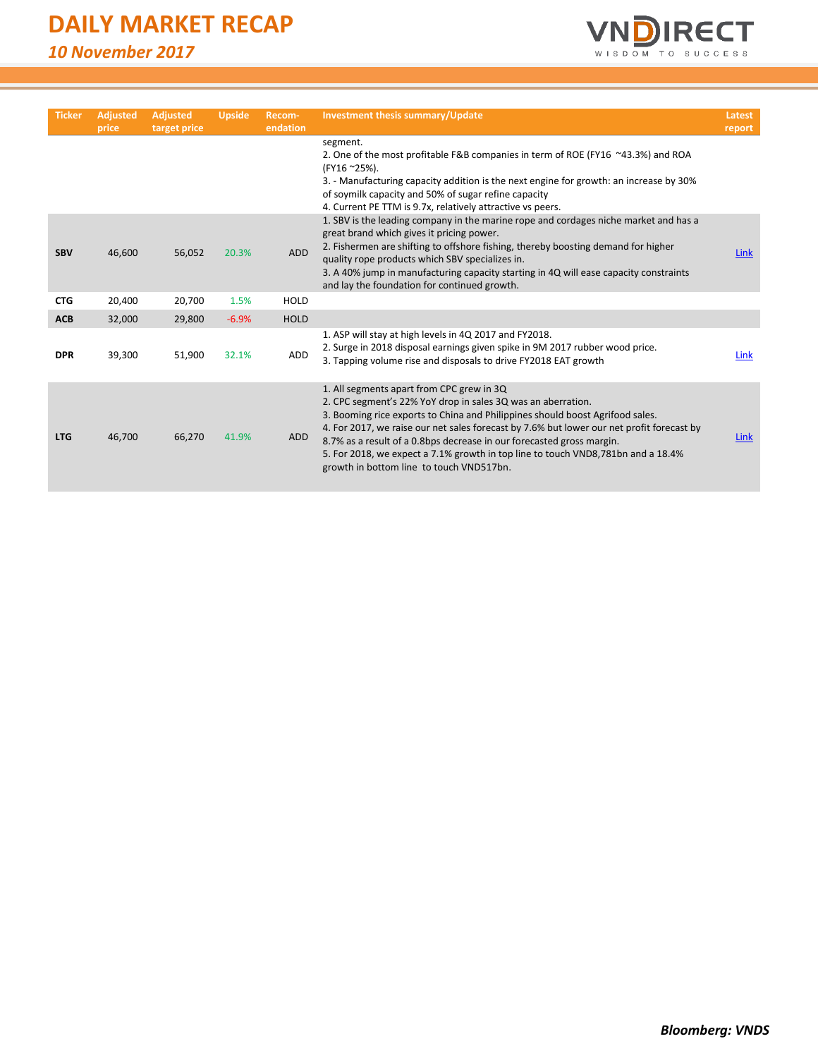| Ticker | Adjusted price | Adjusted target price | Upside | Recom-endation | Investment thesis summary/Update | Latest report |
|---|---|---|---|---|---|---|
| | | | | | segment.<br>2. One of the most profitable F&B companies in term of ROE (FY16 ~43.3%) and ROA (FY16 ~25%).<br>3. - Manufacturing capacity addition is the next engine for growth: an increase by 30% of soymilk capacity and 50% of sugar refine capacity<br>4. Current PE TTM is 9.7x, relatively attractive vs peers. | |
| **SBV** | 46,600 | 56,052 | 20.3% | ADD | 1. SBV is the leading company in the marine rope and cordages niche market and has a great brand which gives it pricing power.<br>2. Fishermen are shifting to offshore fishing, thereby boosting demand for higher quality rope products which SBV specializes in.<br>3. A 40% jump in manufacturing capacity starting in 4Q will ease capacity constraints and lay the foundation for continued growth. | Link |
| **CTG** | 20,400 | 20,700 | 1.5% | HOLD | | |
| **ACB** | 32,000 | 29,800 | -6.9% | HOLD | | |
| **DPR** | 39,300 | 51,900 | 32.1% | ADD | 1. ASP will stay at high levels in 4Q 2017 and FY2018.<br>2. Surge in 2018 disposal earnings given spike in 9M 2017 rubber wood price.<br>3. Tapping volume rise and disposals to drive FY2018 EAT growth | Link |
| **LTG** | 46,700 | 66,270 | 41.9% | ADD | 1. All segments apart from CPC grew in 3Q<br>2. CPC segment's 22% YoY drop in sales 3Q was an aberration.<br>3. Booming rice exports to China and Philippines should boost Agrifood sales.<br>4. For 2017, we raise our net sales forecast by 7.6% but lower our net profit forecast by 8.7% as a result of a 0.8bps decrease in our forecasted gross margin.<br>5. For 2018, we expect a 7.1% growth in top line to touch VND8,781bn and a 18.4% growth in bottom line to touch VND517bn. | Link |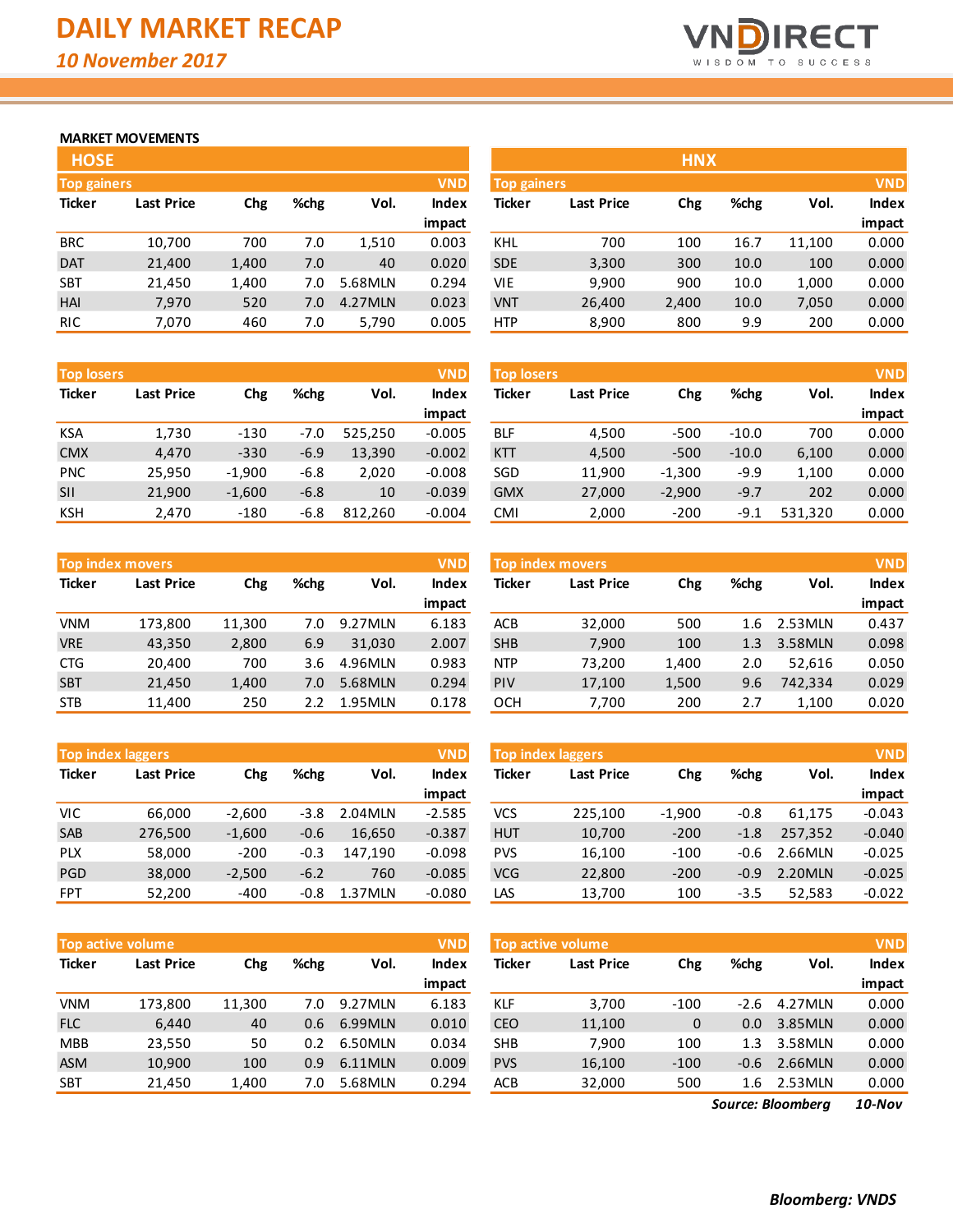# DAILY MARKET RECAP

*10 November 2017*

## MARKET MOVEMENTS

### HOSE

**Top gainers** (VND)

| Ticker | Last Price | Chg | %chg | Vol. | Index impact |
|---|---|---|---|---|---|
| BRC | 10,700 | 700 | 7.0 | 1,510 | 0.003 |
| DAT | 21,400 | 1,400 | 7.0 | 40 | 0.020 |
| SBT | 21,450 | 1,400 | 7.0 | 5.68MLN | 0.294 |
| HAI | 7,970 | 520 | 7.0 | 4.27MLN | 0.023 |
| RIC | 7,070 | 460 | 7.0 | 5,790 | 0.005 |

**Top losers** (VND)

| Ticker | Last Price | Chg | %chg | Vol. | Index impact |
|---|---|---|---|---|---|
| KSA | 1,730 | -130 | -7.0 | 525,250 | -0.005 |
| CMX | 4,470 | -330 | -6.9 | 13,390 | -0.002 |
| PNC | 25,950 | -1,900 | -6.8 | 2,020 | -0.008 |
| SII | 21,900 | -1,600 | -6.8 | 10 | -0.039 |
| KSH | 2,470 | -180 | -6.8 | 812,260 | -0.004 |

**Top index movers** (VND)

| Ticker | Last Price | Chg | %chg | Vol. | Index impact |
|---|---|---|---|---|---|
| VNM | 173,800 | 11,300 | 7.0 | 9.27MLN | 6.183 |
| VRE | 43,350 | 2,800 | 6.9 | 31,030 | 2.007 |
| CTG | 20,400 | 700 | 3.6 | 4.96MLN | 0.983 |
| SBT | 21,450 | 1,400 | 7.0 | 5.68MLN | 0.294 |
| STB | 11,400 | 250 | 2.2 | 1.95MLN | 0.178 |

**Top index laggers** (VND)

| Ticker | Last Price | Chg | %chg | Vol. | Index impact |
|---|---|---|---|---|---|
| VIC | 66,000 | -2,600 | -3.8 | 2.04MLN | -2.585 |
| SAB | 276,500 | -1,600 | -0.6 | 16,650 | -0.387 |
| PLX | 58,000 | -200 | -0.3 | 147,190 | -0.098 |
| PGD | 38,000 | -2,500 | -6.2 | 760 | -0.085 |
| FPT | 52,200 | -400 | -0.8 | 1.37MLN | -0.080 |

**Top active volume** (VND)

| Ticker | Last Price | Chg | %chg | Vol. | Index impact |
|---|---|---|---|---|---|
| VNM | 173,800 | 11,300 | 7.0 | 9.27MLN | 6.183 |
| FLC | 6,440 | 40 | 0.6 | 6.99MLN | 0.010 |
| MBB | 23,550 | 50 | 0.2 | 6.50MLN | 0.034 |
| ASM | 10,900 | 100 | 0.9 | 6.11MLN | 0.009 |
| SBT | 21,450 | 1,400 | 7.0 | 5.68MLN | 0.294 |

### HNX

**Top gainers** (VND)

| Ticker | Last Price | Chg | %chg | Vol. | Index impact |
|---|---|---|---|---|---|
| KHL | 700 | 100 | 16.7 | 11,100 | 0.000 |
| SDE | 3,300 | 300 | 10.0 | 100 | 0.000 |
| VIE | 9,900 | 900 | 10.0 | 1,000 | 0.000 |
| VNT | 26,400 | 2,400 | 10.0 | 7,050 | 0.000 |
| HTP | 8,900 | 800 | 9.9 | 200 | 0.000 |

**Top losers** (VND)

| Ticker | Last Price | Chg | %chg | Vol. | Index impact |
|---|---|---|---|---|---|
| BLF | 4,500 | -500 | -10.0 | 700 | 0.000 |
| KTT | 4,500 | -500 | -10.0 | 6,100 | 0.000 |
| SGD | 11,900 | -1,300 | -9.9 | 1,100 | 0.000 |
| GMX | 27,000 | -2,900 | -9.7 | 202 | 0.000 |
| CMI | 2,000 | -200 | -9.1 | 531,320 | 0.000 |

**Top index movers** (VND)

| Ticker | Last Price | Chg | %chg | Vol. | Index impact |
|---|---|---|---|---|---|
| ACB | 32,000 | 500 | 1.6 | 2.53MLN | 0.437 |
| SHB | 7,900 | 100 | 1.3 | 3.58MLN | 0.098 |
| NTP | 73,200 | 1,400 | 2.0 | 52,616 | 0.050 |
| PIV | 17,100 | 1,500 | 9.6 | 742,334 | 0.029 |
| OCH | 7,700 | 200 | 2.7 | 1,100 | 0.020 |

**Top index laggers** (VND)

| Ticker | Last Price | Chg | %chg | Vol. | Index impact |
|---|---|---|---|---|---|
| VCS | 225,100 | -1,900 | -0.8 | 61,175 | -0.043 |
| HUT | 10,700 | -200 | -1.8 | 257,352 | -0.040 |
| PVS | 16,100 | -100 | -0.6 | 2.66MLN | -0.025 |
| VCG | 22,800 | -200 | -0.9 | 2.20MLN | -0.025 |
| LAS | 13,700 | 100 | -3.5 | 52,583 | -0.022 |

**Top active volume** (VND)

| Ticker | Last Price | Chg | %chg | Vol. | Index impact |
|---|---|---|---|---|---|
| KLF | 3,700 | -100 | -2.6 | 4.27MLN | 0.000 |
| CEO | 11,100 | 0 | 0.0 | 3.85MLN | 0.000 |
| SHB | 7,900 | 100 | 1.3 | 3.58MLN | 0.000 |
| PVS | 16,100 | -100 | -0.6 | 2.66MLN | 0.000 |
| ACB | 32,000 | 500 | 1.6 | 2.53MLN | 0.000 |

*Source: Bloomberg* *10-Nov*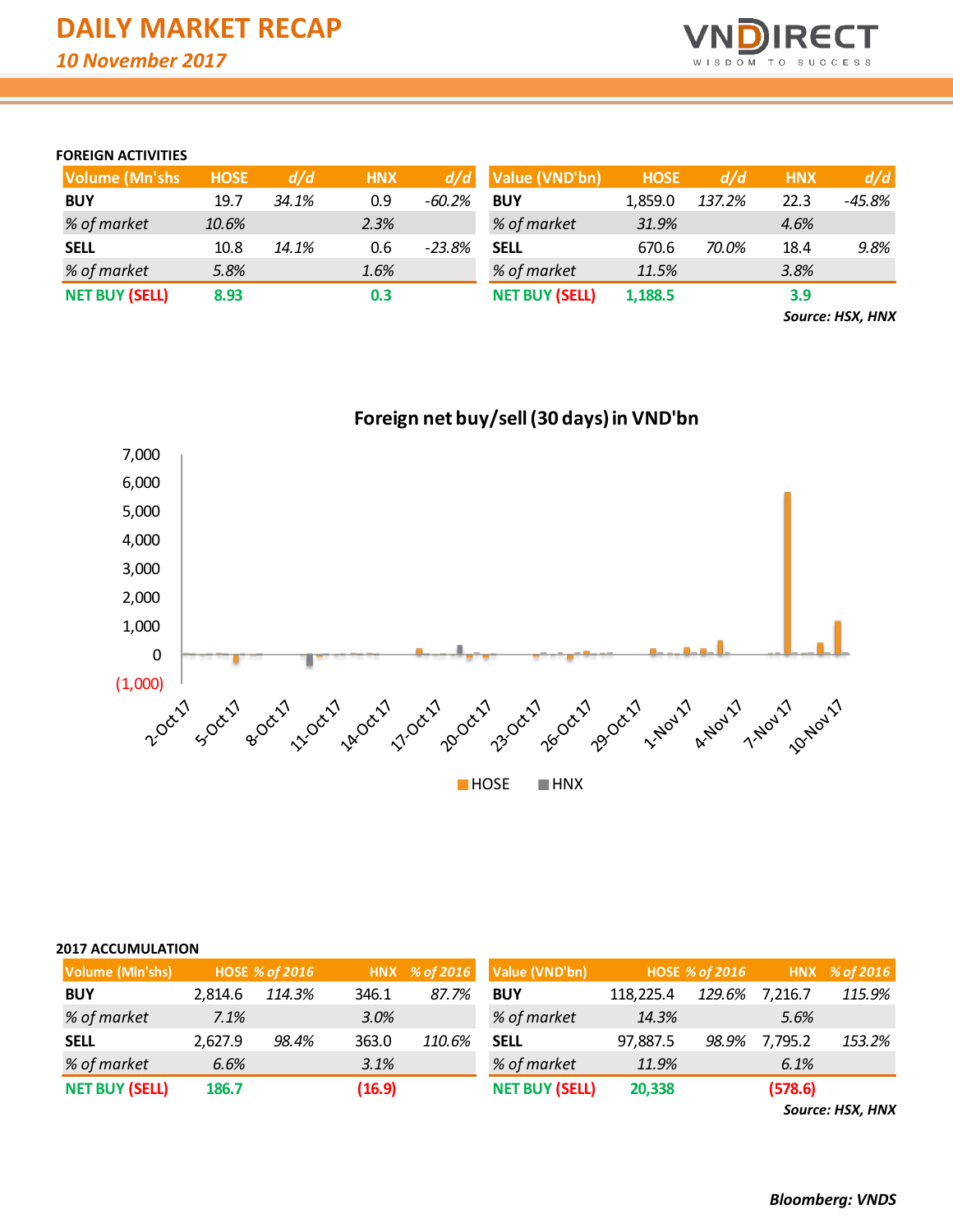# DAILY MARKET RECAP

*10 November 2017*

## FOREIGN ACTIVITIES

| Volume (Mn'shs) | HOSE | d/d | HNX | d/d |
|---|---|---|---|---|
| **BUY** | 19.7 | *34.1%* | 0.9 | *-60.2%* |
| *% of market* | *10.6%* | | *2.3%* | |
| **SELL** | 10.8 | *14.1%* | 0.6 | *-23.8%* |
| *% of market* | *5.8%* | | *1.6%* | |
| **NET BUY (SELL)** | **8.93** | | **0.3** | |

| Value (VND'bn) | HOSE | d/d | HNX | d/d |
|---|---|---|---|---|
| **BUY** | 1,859.0 | *137.2%* | 22.3 | *-45.8%* |
| *% of market* | *31.9%* | | *4.6%* | |
| **SELL** | 670.6 | *70.0%* | 18.4 | *9.8%* |
| *% of market* | *11.5%* | | *3.8%* | |
| **NET BUY (SELL)** | **1,188.5** | | **3.9** | |

***Source: HSX, HNX***

**Foreign net buy/sell (30 days) in VND'bn**

## 2017 ACCUMULATION

| Volume (Mln'shs) | HOSE | % of 2016 | HNX | % of 2016 |
|---|---|---|---|---|
| **BUY** | 2,814.6 | *114.3%* | 346.1 | *87.7%* |
| *% of market* | *7.1%* | | *3.0%* | |
| **SELL** | 2,627.9 | *98.4%* | 363.0 | *110.6%* |
| *% of market* | *6.6%* | | *3.1%* | |
| **NET BUY (SELL)** | **186.7** | | **(16.9)** | |

| Value (VND'bn) | HOSE | % of 2016 | HNX | % of 2016 |
|---|---|---|---|---|
| **BUY** | 118,225.4 | *129.6%* | 7,216.7 | *115.9%* |
| *% of market* | *14.3%* | | *5.6%* | |
| **SELL** | 97,887.5 | *98.9%* | 7,795.2 | *153.2%* |
| *% of market* | *11.9%* | | *6.1%* | |
| **NET BUY (SELL)** | **20,338** | | **(578.6)** | |

***Source: HSX, HNX***

***Bloomberg: VNDS***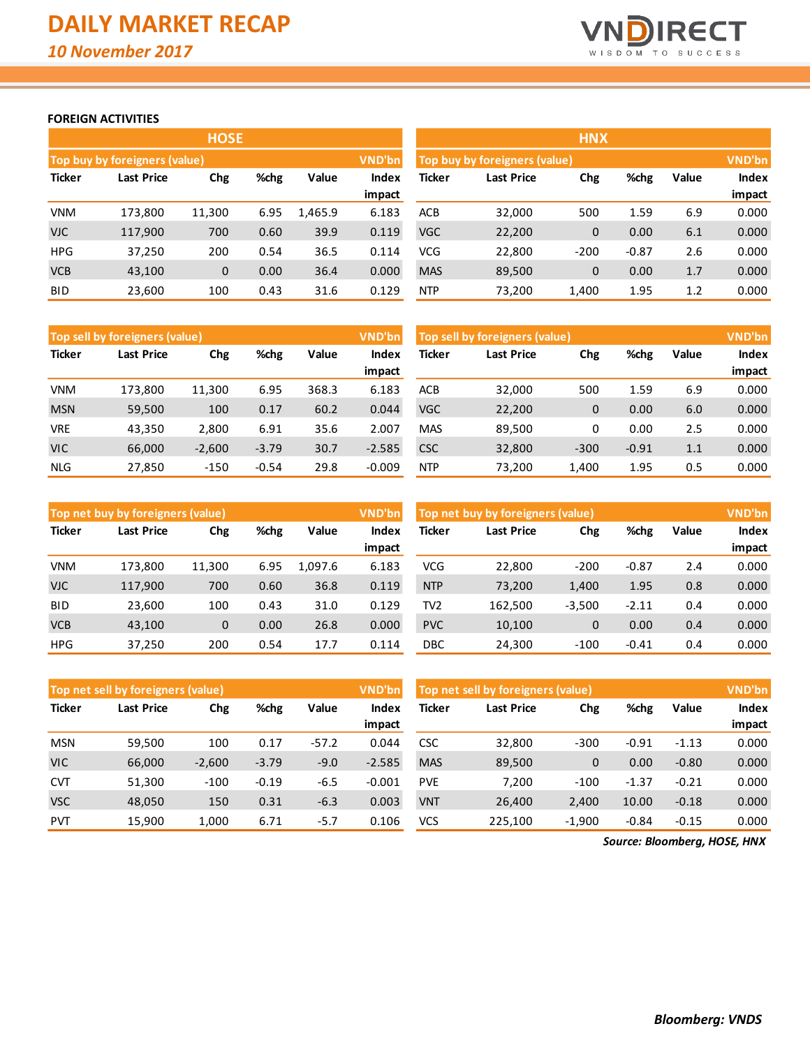# DAILY MARKET RECAP

*10 November 2017*

## FOREIGN ACTIVITIES

### HOSE

| Top buy by foreigners (value) | | | | | VND'bn |
|---|---|---|---|---|---|
| Ticker | Last Price | Chg | %chg | Value | Index impact |
| VNM | 173,800 | 11,300 | 6.95 | 1,465.9 | 6.183 |
| VJC | 117,900 | 700 | 0.60 | 39.9 | 0.119 |
| HPG | 37,250 | 200 | 0.54 | 36.5 | 0.114 |
| VCB | 43,100 | 0 | 0.00 | 36.4 | 0.000 |
| BID | 23,600 | 100 | 0.43 | 31.6 | 0.129 |

| Top sell by foreigners (value) | | | | | VND'bn |
|---|---|---|---|---|---|
| Ticker | Last Price | Chg | %chg | Value | Index impact |
| VNM | 173,800 | 11,300 | 6.95 | 368.3 | 6.183 |
| MSN | 59,500 | 100 | 0.17 | 60.2 | 0.044 |
| VRE | 43,350 | 2,800 | 6.91 | 35.6 | 2.007 |
| VIC | 66,000 | -2,600 | -3.79 | 30.7 | -2.585 |
| NLG | 27,850 | -150 | -0.54 | 29.8 | -0.009 |

| Top net buy by foreigners (value) | | | | | VND'bn |
|---|---|---|---|---|---|
| Ticker | Last Price | Chg | %chg | Value | Index impact |
| VNM | 173,800 | 11,300 | 6.95 | 1,097.6 | 6.183 |
| VJC | 117,900 | 700 | 0.60 | 36.8 | 0.119 |
| BID | 23,600 | 100 | 0.43 | 31.0 | 0.129 |
| VCB | 43,100 | 0 | 0.00 | 26.8 | 0.000 |
| HPG | 37,250 | 200 | 0.54 | 17.7 | 0.114 |

| Top net sell by foreigners (value) | | | | | VND'bn |
|---|---|---|---|---|---|
| Ticker | Last Price | Chg | %chg | Value | Index impact |
| MSN | 59,500 | 100 | 0.17 | -57.2 | 0.044 |
| VIC | 66,000 | -2,600 | -3.79 | -9.0 | -2.585 |
| CVT | 51,300 | -100 | -0.19 | -6.5 | -0.001 |
| VSC | 48,050 | 150 | 0.31 | -6.3 | 0.003 |
| PVT | 15,900 | 1,000 | 6.71 | -5.7 | 0.106 |

### HNX

| Top buy by foreigners (value) | | | | | VND'bn |
|---|---|---|---|---|---|
| Ticker | Last Price | Chg | %chg | Value | Index impact |
| ACB | 32,000 | 500 | 1.59 | 6.9 | 0.000 |
| VGC | 22,200 | 0 | 0.00 | 6.1 | 0.000 |
| VCG | 22,800 | -200 | -0.87 | 2.6 | 0.000 |
| MAS | 89,500 | 0 | 0.00 | 1.7 | 0.000 |
| NTP | 73,200 | 1,400 | 1.95 | 1.2 | 0.000 |

| Top sell by foreigners (value) | | | | | VND'bn |
|---|---|---|---|---|---|
| Ticker | Last Price | Chg | %chg | Value | Index impact |
| ACB | 32,000 | 500 | 1.59 | 6.9 | 0.000 |
| VGC | 22,200 | 0 | 0.00 | 6.0 | 0.000 |
| MAS | 89,500 | 0 | 0.00 | 2.5 | 0.000 |
| CSC | 32,800 | -300 | -0.91 | 1.1 | 0.000 |
| NTP | 73,200 | 1,400 | 1.95 | 0.5 | 0.000 |

| Top net buy by foreigners (value) | | | | | VND'bn |
|---|---|---|---|---|---|
| Ticker | Last Price | Chg | %chg | Value | Index impact |
| VCG | 22,800 | -200 | -0.87 | 2.4 | 0.000 |
| NTP | 73,200 | 1,400 | 1.95 | 0.8 | 0.000 |
| TV2 | 162,500 | -3,500 | -2.11 | 0.4 | 0.000 |
| PVC | 10,100 | 0 | 0.00 | 0.4 | 0.000 |
| DBC | 24,300 | -100 | -0.41 | 0.4 | 0.000 |

| Top net sell by foreigners (value) | | | | | VND'bn |
|---|---|---|---|---|---|
| Ticker | Last Price | Chg | %chg | Value | Index impact |
| CSC | 32,800 | -300 | -0.91 | -1.13 | 0.000 |
| MAS | 89,500 | 0 | 0.00 | -0.80 | 0.000 |
| PVE | 7,200 | -100 | -1.37 | -0.21 | 0.000 |
| VNT | 26,400 | 2,400 | 10.00 | -0.18 | 0.000 |
| VCS | 225,100 | -1,900 | -0.84 | -0.15 | 0.000 |

*Source: Bloomberg, HOSE, HNX*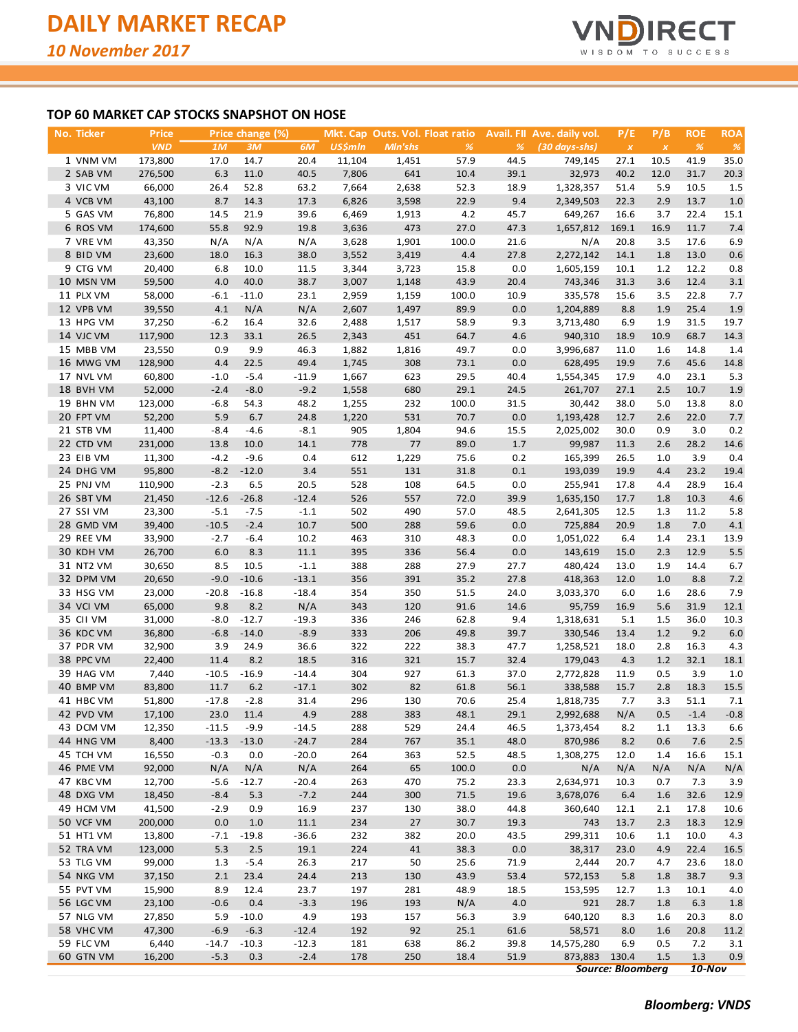# DAILY MARKET RECAP

*10 November 2017*

## TOP 60 MARKET CAP STOCKS SNAPSHOT ON HOSE

| No. | Ticker | Price | Price change (%) | | | Mkt. Cap | Outs. Vol. | Float ratio | Avail. FII | Ave. daily vol. | P/E | P/B | ROE | ROA |
|---|---|---|---|---|---|---|---|---|---|---|---|---|---|---|
| | | VND | 1M | 3M | 6M | US$mln | Mln'shs | % | % | (30 days-shs) | x | x | % | % |
| 1 | VNM VM | 173,800 | 17.0 | 14.7 | 20.4 | 11,104 | 1,451 | 57.9 | 44.5 | 749,145 | 27.1 | 10.5 | 41.9 | 35.0 |
| 2 | SAB VM | 276,500 | 6.3 | 11.0 | 40.5 | 7,806 | 641 | 10.4 | 39.1 | 32,973 | 40.2 | 12.0 | 31.7 | 20.3 |
| 3 | VIC VM | 66,000 | 26.4 | 52.8 | 63.2 | 7,664 | 2,638 | 52.3 | 18.9 | 1,328,357 | 51.4 | 5.9 | 10.5 | 1.5 |
| 4 | VCB VM | 43,100 | 8.7 | 14.3 | 17.3 | 6,826 | 3,598 | 22.9 | 9.4 | 2,349,503 | 22.3 | 2.9 | 13.7 | 1.0 |
| 5 | GAS VM | 76,800 | 14.5 | 21.9 | 39.6 | 6,469 | 1,913 | 4.2 | 45.7 | 649,267 | 16.6 | 3.7 | 22.4 | 15.1 |
| 6 | ROS VM | 174,600 | 55.8 | 92.9 | 19.8 | 3,636 | 473 | 27.0 | 47.3 | 1,657,812 | 169.1 | 16.9 | 11.7 | 7.4 |
| 7 | VRE VM | 43,350 | N/A | N/A | N/A | 3,628 | 1,901 | 100.0 | 21.6 | N/A | 20.8 | 3.5 | 17.6 | 6.9 |
| 8 | BID VM | 23,600 | 18.0 | 16.3 | 38.0 | 3,552 | 3,419 | 4.4 | 27.8 | 2,272,142 | 14.1 | 1.8 | 13.0 | 0.6 |
| 9 | CTG VM | 20,400 | 6.8 | 10.0 | 11.5 | 3,344 | 3,723 | 15.8 | 0.0 | 1,605,159 | 10.1 | 1.2 | 12.2 | 0.8 |
| 10 | MSN VM | 59,500 | 4.0 | 40.0 | 38.7 | 3,007 | 1,148 | 43.9 | 20.4 | 743,346 | 31.3 | 3.6 | 12.4 | 3.1 |
| 11 | PLX VM | 58,000 | -6.1 | -11.0 | 23.1 | 2,959 | 1,159 | 100.0 | 10.9 | 335,578 | 15.6 | 3.5 | 22.8 | 7.7 |
| 12 | VPB VM | 39,550 | 4.1 | N/A | N/A | 2,607 | 1,497 | 89.9 | 0.0 | 1,204,889 | 8.8 | 1.9 | 25.4 | 1.9 |
| 13 | HPG VM | 37,250 | -6.2 | 16.4 | 32.6 | 2,488 | 1,517 | 58.9 | 9.3 | 3,713,480 | 6.9 | 1.9 | 31.5 | 19.7 |
| 14 | VJC VM | 117,900 | 12.3 | 33.1 | 26.5 | 2,343 | 451 | 64.7 | 4.6 | 940,310 | 18.9 | 10.9 | 68.7 | 14.3 |
| 15 | MBB VM | 23,550 | 0.9 | 9.9 | 46.3 | 1,882 | 1,816 | 49.7 | 0.0 | 3,996,687 | 11.0 | 1.6 | 14.8 | 1.4 |
| 16 | MWG VM | 128,900 | 4.4 | 22.5 | 49.4 | 1,745 | 308 | 73.1 | 0.0 | 628,495 | 19.9 | 7.6 | 45.6 | 14.8 |
| 17 | NVL VM | 60,800 | -1.0 | -5.4 | -11.9 | 1,667 | 623 | 29.5 | 40.4 | 1,554,345 | 17.9 | 4.0 | 23.1 | 5.3 |
| 18 | BVH VM | 52,000 | -2.4 | -8.0 | -9.2 | 1,558 | 680 | 29.1 | 24.5 | 261,707 | 27.1 | 2.5 | 10.7 | 1.9 |
| 19 | BHN VM | 123,000 | -6.8 | 54.3 | 48.2 | 1,255 | 232 | 100.0 | 31.5 | 30,442 | 38.0 | 5.0 | 13.8 | 8.0 |
| 20 | FPT VM | 52,200 | 5.9 | 6.7 | 24.8 | 1,220 | 531 | 70.7 | 0.0 | 1,193,428 | 12.7 | 2.6 | 22.0 | 7.7 |
| 21 | STB VM | 11,400 | -8.4 | -4.6 | -8.1 | 905 | 1,804 | 94.6 | 15.5 | 2,025,002 | 30.0 | 0.9 | 3.0 | 0.2 |
| 22 | CTD VM | 231,000 | 13.8 | 10.0 | 14.1 | 778 | 77 | 89.0 | 1.7 | 99,987 | 11.3 | 2.6 | 28.2 | 14.6 |
| 23 | EIB VM | 11,300 | -4.2 | -9.6 | 0.4 | 612 | 1,229 | 75.6 | 0.2 | 165,399 | 26.5 | 1.0 | 3.9 | 0.4 |
| 24 | DHG VM | 95,800 | -8.2 | -12.0 | 3.4 | 551 | 131 | 31.8 | 0.1 | 193,039 | 19.9 | 4.4 | 23.2 | 19.4 |
| 25 | PNJ VM | 110,900 | -2.3 | 6.5 | 20.5 | 528 | 108 | 64.5 | 0.0 | 255,941 | 17.8 | 4.4 | 28.9 | 16.4 |
| 26 | SBT VM | 21,450 | -12.6 | -26.8 | -12.4 | 526 | 557 | 72.0 | 39.9 | 1,635,150 | 17.7 | 1.8 | 10.3 | 4.6 |
| 27 | SSI VM | 23,300 | -5.1 | -7.5 | -1.1 | 502 | 490 | 57.0 | 48.5 | 2,641,305 | 12.5 | 1.3 | 11.2 | 5.8 |
| 28 | GMD VM | 39,400 | -10.5 | -2.4 | 10.7 | 500 | 288 | 59.6 | 0.0 | 725,884 | 20.9 | 1.8 | 7.0 | 4.1 |
| 29 | REE VM | 33,900 | -2.7 | -6.4 | 10.2 | 463 | 310 | 48.3 | 0.0 | 1,051,022 | 6.4 | 1.4 | 23.1 | 13.9 |
| 30 | KDH VM | 26,700 | 6.0 | 8.3 | 11.1 | 395 | 336 | 56.4 | 0.0 | 143,619 | 15.0 | 2.3 | 12.9 | 5.5 |
| 31 | NT2 VM | 30,650 | 8.5 | 10.5 | -1.1 | 388 | 288 | 27.9 | 27.7 | 480,424 | 13.0 | 1.9 | 14.4 | 6.7 |
| 32 | DPM VM | 20,650 | -9.0 | -10.6 | -13.1 | 356 | 391 | 35.2 | 27.8 | 418,363 | 12.0 | 1.0 | 8.8 | 7.2 |
| 33 | HSG VM | 23,000 | -20.8 | -16.8 | -18.4 | 354 | 350 | 51.5 | 24.0 | 3,033,370 | 6.0 | 1.6 | 28.6 | 7.9 |
| 34 | VCI VM | 65,000 | 9.8 | 8.2 | N/A | 343 | 120 | 91.6 | 14.6 | 95,759 | 16.9 | 5.6 | 31.9 | 12.1 |
| 35 | CII VM | 31,000 | -8.0 | -12.7 | -19.3 | 336 | 246 | 62.8 | 9.4 | 1,318,631 | 5.1 | 1.5 | 36.0 | 10.3 |
| 36 | KDC VM | 36,800 | -6.8 | -14.0 | -8.9 | 333 | 206 | 49.8 | 39.7 | 330,546 | 13.4 | 1.2 | 9.2 | 6.0 |
| 37 | PDR VM | 32,900 | 3.9 | 24.9 | 36.6 | 322 | 222 | 38.3 | 47.7 | 1,258,521 | 18.0 | 2.8 | 16.3 | 4.3 |
| 38 | PPC VM | 22,400 | 11.4 | 8.2 | 18.5 | 316 | 321 | 15.7 | 32.4 | 179,043 | 4.3 | 1.2 | 32.1 | 18.1 |
| 39 | HAG VM | 7,440 | -10.5 | -16.9 | -14.4 | 304 | 927 | 61.3 | 37.0 | 2,772,828 | 11.9 | 0.5 | 3.9 | 1.0 |
| 40 | BMP VM | 83,800 | 11.7 | 6.2 | -17.1 | 302 | 82 | 61.8 | 56.1 | 338,588 | 15.7 | 2.8 | 18.3 | 15.5 |
| 41 | HBC VM | 51,800 | -17.8 | -2.8 | 31.4 | 296 | 130 | 70.6 | 25.4 | 1,818,735 | 7.7 | 3.3 | 51.1 | 7.1 |
| 42 | PVD VM | 17,100 | 23.0 | 11.4 | 4.9 | 288 | 383 | 48.1 | 29.1 | 2,992,688 | N/A | 0.5 | -1.4 | -0.8 |
| 43 | DCM VM | 12,350 | -11.5 | -9.9 | -14.5 | 288 | 529 | 24.4 | 46.5 | 1,373,454 | 8.2 | 1.1 | 13.3 | 6.6 |
| 44 | HNG VM | 8,400 | -13.3 | -13.0 | -24.7 | 284 | 767 | 35.1 | 48.0 | 870,986 | 8.2 | 0.6 | 7.6 | 2.5 |
| 45 | TCH VM | 16,550 | -0.3 | 0.0 | -20.0 | 264 | 363 | 52.5 | 48.5 | 1,308,275 | 12.0 | 1.4 | 16.6 | 15.1 |
| 46 | PME VM | 92,000 | N/A | N/A | N/A | 264 | 65 | 100.0 | 0.0 | N/A | N/A | N/A | N/A | N/A |
| 47 | KBC VM | 12,700 | -5.6 | -12.7 | -20.4 | 263 | 470 | 75.2 | 23.3 | 2,634,971 | 10.3 | 0.7 | 7.3 | 3.9 |
| 48 | DXG VM | 18,450 | -8.4 | 5.3 | -7.2 | 244 | 300 | 71.5 | 19.6 | 3,678,076 | 6.4 | 1.6 | 32.6 | 12.9 |
| 49 | HCM VM | 41,500 | -2.9 | 0.9 | 16.9 | 237 | 130 | 38.0 | 44.8 | 360,640 | 12.1 | 2.1 | 17.8 | 10.6 |
| 50 | VCF VM | 200,000 | 0.0 | 1.0 | 11.1 | 234 | 27 | 30.7 | 19.3 | 743 | 13.7 | 2.3 | 18.3 | 12.9 |
| 51 | HT1 VM | 13,800 | -7.1 | -19.8 | -36.6 | 232 | 382 | 20.0 | 43.5 | 299,311 | 10.6 | 1.1 | 10.0 | 4.3 |
| 52 | TRA VM | 123,000 | 5.3 | 2.5 | 19.1 | 224 | 41 | 38.3 | 0.0 | 38,317 | 23.0 | 4.9 | 22.4 | 16.5 |
| 53 | TLG VM | 99,000 | 1.3 | -5.4 | 26.3 | 217 | 50 | 25.6 | 71.9 | 2,444 | 20.7 | 4.7 | 23.6 | 18.0 |
| 54 | NKG VM | 37,150 | 2.1 | 23.4 | 24.4 | 213 | 130 | 43.9 | 53.4 | 572,153 | 5.8 | 1.8 | 38.7 | 9.3 |
| 55 | PVT VM | 15,900 | 8.9 | 12.4 | 23.7 | 197 | 281 | 48.9 | 18.5 | 153,595 | 12.7 | 1.3 | 10.1 | 4.0 |
| 56 | LGC VM | 23,100 | -0.6 | 0.4 | -3.3 | 196 | 193 | N/A | 4.0 | 921 | 28.7 | 1.8 | 6.3 | 1.8 |
| 57 | NLG VM | 27,850 | 5.9 | -10.0 | 4.9 | 193 | 157 | 56.3 | 3.9 | 640,120 | 8.3 | 1.6 | 20.3 | 8.0 |
| 58 | VHC VM | 47,300 | -6.9 | -6.3 | -12.4 | 192 | 92 | 25.1 | 61.6 | 58,571 | 8.0 | 1.6 | 20.8 | 11.2 |
| 59 | FLC VM | 6,440 | -14.7 | -10.3 | -12.3 | 181 | 638 | 86.2 | 39.8 | 14,575,280 | 6.9 | 0.5 | 7.2 | 3.1 |
| 60 | GTN VM | 16,200 | -5.3 | 0.3 | -2.4 | 178 | 250 | 18.4 | 51.9 | 873,883 | 130.4 | 1.5 | 1.3 | 0.9 |

*Source: Bloomberg* *10-Nov*

***Bloomberg: VNDS***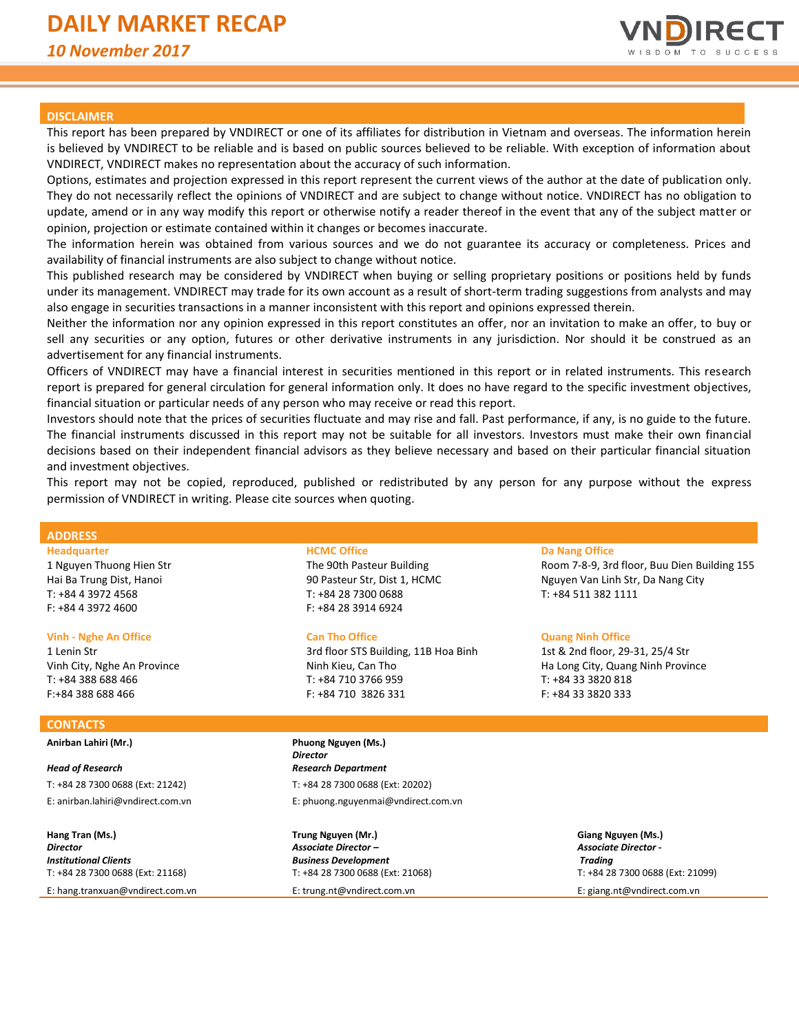# DAILY MARKET RECAP

*10 November 2017*

## DISCLAIMER

This report has been prepared by VNDIRECT or one of its affiliates for distribution in Vietnam and overseas. The information herein is believed by VNDIRECT to be reliable and is based on public sources believed to be reliable. With exception of information about VNDIRECT, VNDIRECT makes no representation about the accuracy of such information.

Options, estimates and projection expressed in this report represent the current views of the author at the date of publication only. They do not necessarily reflect the opinions of VNDIRECT and are subject to change without notice. VNDIRECT has no obligation to update, amend or in any way modify this report or otherwise notify a reader thereof in the event that any of the subject matter or opinion, projection or estimate contained within it changes or becomes inaccurate.

The information herein was obtained from various sources and we do not guarantee its accuracy or completeness. Prices and availability of financial instruments are also subject to change without notice.

This published research may be considered by VNDIRECT when buying or selling proprietary positions or positions held by funds under its management. VNDIRECT may trade for its own account as a result of short-term trading suggestions from analysts and may also engage in securities transactions in a manner inconsistent with this report and opinions expressed therein.

Neither the information nor any opinion expressed in this report constitutes an offer, nor an invitation to make an offer, to buy or sell any securities or any option, futures or other derivative instruments in any jurisdiction. Nor should it be construed as an advertisement for any financial instruments.

Officers of VNDIRECT may have a financial interest in securities mentioned in this report or in related instruments. This research report is prepared for general circulation for general information only. It does no have regard to the specific investment objectives, financial situation or particular needs of any person who may receive or read this report.

Investors should note that the prices of securities fluctuate and may rise and fall. Past performance, if any, is no guide to the future. The financial instruments discussed in this report may not be suitable for all investors. Investors must make their own financial decisions based on their independent financial advisors as they believe necessary and based on their particular financial situation and investment objectives.

This report may not be copied, reproduced, published or redistributed by any person for any purpose without the express permission of VNDIRECT in writing. Please cite sources when quoting.

## ADDRESS

**Headquarter**
1 Nguyen Thuong Hien Str
Hai Ba Trung Dist, Hanoi
T: +84 4 3972 4568
F: +84 4 3972 4600

**HCMC Office**
The 90th Pasteur Building
90 Pasteur Str, Dist 1, HCMC
T: +84 28 7300 0688
F: +84 28 3914 6924

**Da Nang Office**
Room 7-8-9, 3rd floor, Buu Dien Building 155 Nguyen Van Linh Str, Da Nang City
T: +84 511 382 1111

**Vinh - Nghe An Office**
1 Lenin Str
Vinh City, Nghe An Province
T: +84 388 688 466
F:+84 388 688 466

**Can Tho Office**
3rd floor STS Building, 11B Hoa Binh
Ninh Kieu, Can Tho
T: +84 710 3766 959
F: +84 710 3826 331

**Quang Ninh Office**
1st & 2nd floor, 29-31, 25/4 Str
Ha Long City, Quang Ninh Province
T: +84 33 3820 818
F: +84 33 3820 333

## CONTACTS

**Anirban Lahiri (Mr.)**
***Head of Research***
T: +84 28 7300 0688 (Ext: 21242)
E: anirban.lahiri@vndirect.com.vn

**Phuong Nguyen (Ms.)**
***Director***
***Research Department***
T: +84 28 7300 0688 (Ext: 20202)
E: phuong.nguyenmai@vndirect.com.vn

**Hang Tran (Ms.)**
***Director***
***Institutional Clients***
T: +84 28 7300 0688 (Ext: 21168)
E: hang.tranxuan@vndirect.com.vn

**Trung Nguyen (Mr.)**
***Associate Director –***
***Business Development***
T: +84 28 7300 0688 (Ext: 21068)
E: trung.nt@vndirect.com.vn

**Giang Nguyen (Ms.)**
***Associate Director -***
***Trading***
T: +84 28 7300 0688 (Ext: 21099)
E: giang.nt@vndirect.com.vn